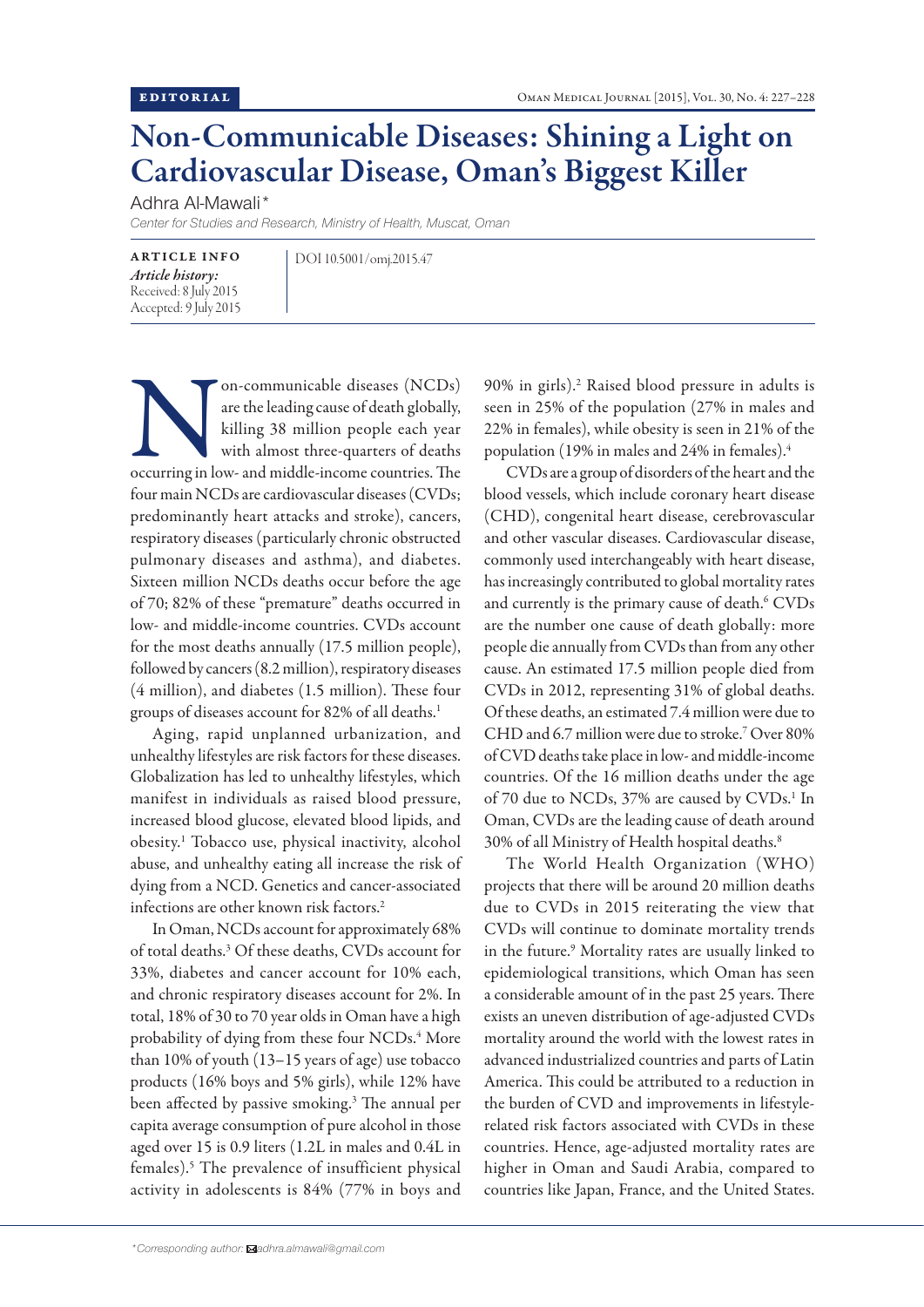EDITORIAL

# Non-Communicable Diseases: Shining a Light on Cardiovascular Disease, Oman's Biggest Killer

Adhra Al-Mawali*

*Center for Studies and Research, Ministry of Health, Muscat, Oman*

**ARTICLE INFO**

*Article history:*
Received: 8 July 2015
Accepted: 9 July 2015

DOI 10.5001/omj.2015.47

Non-communicable diseases (NCDs) are the leading cause of death globally, killing 38 million people each year with almost three-quarters of deaths occurring in low- and middle-income countries. The four main NCDs are cardiovascular diseases (CVDs; predominantly heart attacks and stroke), cancers, respiratory diseases (particularly chronic obstructed pulmonary diseases and asthma), and diabetes. Sixteen million NCDs deaths occur before the age of 70; 82% of these "premature" deaths occurred in low- and middle-income countries. CVDs account for the most deaths annually (17.5 million people), followed by cancers (8.2 million), respiratory diseases (4 million), and diabetes (1.5 million). These four groups of diseases account for 82% of all deaths.[1]

Aging, rapid unplanned urbanization, and unhealthy lifestyles are risk factors for these diseases. Globalization has led to unhealthy lifestyles, which manifest in individuals as raised blood pressure, increased blood glucose, elevated blood lipids, and obesity.[1] Tobacco use, physical inactivity, alcohol abuse, and unhealthy eating all increase the risk of dying from a NCD. Genetics and cancer-associated infections are other known risk factors.[2]

In Oman, NCDs account for approximately 68% of total deaths.[3] Of these deaths, CVDs account for 33%, diabetes and cancer account for 10% each, and chronic respiratory diseases account for 2%. In total, 18% of 30 to 70 year olds in Oman have a high probability of dying from these four NCDs.[4] More than 10% of youth (13–15 years of age) use tobacco products (16% boys and 5% girls), while 12% have been affected by passive smoking.[3] The annual per capita average consumption of pure alcohol in those aged over 15 is 0.9 liters (1.2L in males and 0.4L in females).[5] The prevalence of insufficient physical activity in adolescents is 84% (77% in boys and 90% in girls).[2] Raised blood pressure in adults is seen in 25% of the population (27% in males and 22% in females), while obesity is seen in 21% of the population (19% in males and 24% in females).[4]

CVDs are a group of disorders of the heart and the blood vessels, which include coronary heart disease (CHD), congenital heart disease, cerebrovascular and other vascular diseases. Cardiovascular disease, commonly used interchangeably with heart disease, has increasingly contributed to global mortality rates and currently is the primary cause of death.[6] CVDs are the number one cause of death globally: more people die annually from CVDs than from any other cause. An estimated 17.5 million people died from CVDs in 2012, representing 31% of global deaths. Of these deaths, an estimated 7.4 million were due to CHD and 6.7 million were due to stroke.[7] Over 80% of CVD deaths take place in low- and middle-income countries. Of the 16 million deaths under the age of 70 due to NCDs, 37% are caused by CVDs.[1] In Oman, CVDs are the leading cause of death around 30% of all Ministry of Health hospital deaths.[8]

The World Health Organization (WHO) projects that there will be around 20 million deaths due to CVDs in 2015 reiterating the view that CVDs will continue to dominate mortality trends in the future.[9] Mortality rates are usually linked to epidemiological transitions, which Oman has seen a considerable amount of in the past 25 years. There exists an uneven distribution of age-adjusted CVDs mortality around the world with the lowest rates in advanced industrialized countries and parts of Latin America. This could be attributed to a reduction in the burden of CVD and improvements in lifestyle-related risk factors associated with CVDs in these countries. Hence, age-adjusted mortality rates are higher in Oman and Saudi Arabia, compared to countries like Japan, France, and the United States.

*Corresponding author: adhra.almawali@gmail.com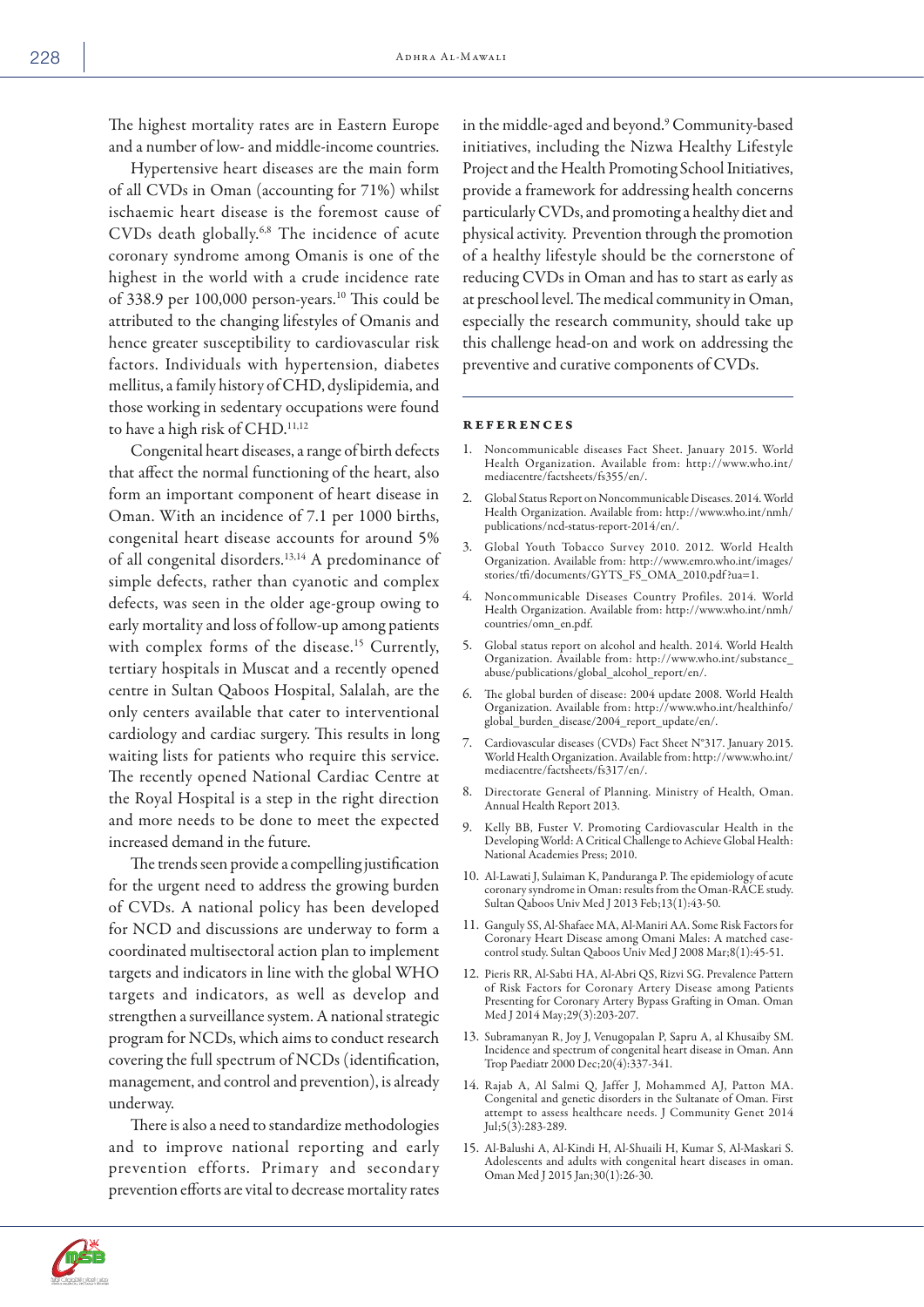The highest mortality rates are in Eastern Europe and a number of low- and middle-income countries.

Hypertensive heart diseases are the main form of all CVDs in Oman (accounting for 71%) whilst ischaemic heart disease is the foremost cause of CVDs death globally.[6,8] The incidence of acute coronary syndrome among Omanis is one of the highest in the world with a crude incidence rate of 338.9 per 100,000 person-years.[10] This could be attributed to the changing lifestyles of Omanis and hence greater susceptibility to cardiovascular risk factors. Individuals with hypertension, diabetes mellitus, a family history of CHD, dyslipidemia, and those working in sedentary occupations were found to have a high risk of CHD.[11,12]

Congenital heart diseases, a range of birth defects that affect the normal functioning of the heart, also form an important component of heart disease in Oman. With an incidence of 7.1 per 1000 births, congenital heart disease accounts for around 5% of all congenital disorders.[13,14] A predominance of simple defects, rather than cyanotic and complex defects, was seen in the older age-group owing to early mortality and loss of follow-up among patients with complex forms of the disease.[15] Currently, tertiary hospitals in Muscat and a recently opened centre in Sultan Qaboos Hospital, Salalah, are the only centers available that cater to interventional cardiology and cardiac surgery. This results in long waiting lists for patients who require this service. The recently opened National Cardiac Centre at the Royal Hospital is a step in the right direction and more needs to be done to meet the expected increased demand in the future.

The trends seen provide a compelling justification for the urgent need to address the growing burden of CVDs. A national policy has been developed for NCD and discussions are underway to form a coordinated multisectoral action plan to implement targets and indicators in line with the global WHO targets and indicators, as well as develop and strengthen a surveillance system. A national strategic program for NCDs, which aims to conduct research covering the full spectrum of NCDs (identification, management, and control and prevention), is already underway.

There is also a need to standardize methodologies and to improve national reporting and early prevention efforts. Primary and secondary prevention efforts are vital to decrease mortality rates in the middle-aged and beyond.[9] Community-based initiatives, including the Nizwa Healthy Lifestyle Project and the Health Promoting School Initiatives, provide a framework for addressing health concerns particularly CVDs, and promoting a healthy diet and physical activity. Prevention through the promotion of a healthy lifestyle should be the cornerstone of reducing CVDs in Oman and has to start as early as at preschool level. The medical community in Oman, especially the research community, should take up this challenge head-on and work on addressing the preventive and curative components of CVDs.

## References

1. Noncommunicable diseases Fact Sheet. January 2015. World Health Organization. Available from: http://www.who.int/mediacentre/factsheets/fs355/en/.
2. Global Status Report on Noncommunicable Diseases. 2014. World Health Organization. Available from: http://www.who.int/nmh/publications/ncd-status-report-2014/en/.
3. Global Youth Tobacco Survey 2010. 2012. World Health Organization. Available from: http://www.emro.who.int/images/stories/tfi/documents/GYTS_FS_OMA_2010.pdf?ua=1.
4. Noncommunicable Diseases Country Profiles. 2014. World Health Organization. Available from: http://www.who.int/nmh/countries/omn_en.pdf.
5. Global status report on alcohol and health. 2014. World Health Organization. Available from: http://www.who.int/substance_abuse/publications/global_alcohol_report/en/.
6. The global burden of disease: 2004 update 2008. World Health Organization. Available from: http://www.who.int/healthinfo/global_burden_disease/2004_report_update/en/.
7. Cardiovascular diseases (CVDs) Fact Sheet N°317. January 2015. World Health Organization. Available from: http://www.who.int/mediacentre/factsheets/fs317/en/.
8. Directorate General of Planning. Ministry of Health, Oman. Annual Health Report 2013.
9. Kelly BB, Fuster V. Promoting Cardiovascular Health in the Developing World: A Critical Challenge to Achieve Global Health: National Academies Press; 2010.
10. Al-Lawati J, Sulaiman K, Panduranga P. The epidemiology of acute coronary syndrome in Oman: results from the Oman-RACE study. Sultan Qaboos Univ Med J 2013 Feb;13(1):43-50.
11. Ganguly SS, Al-Shafaee MA, Al-Maniri AA. Some Risk Factors for Coronary Heart Disease among Omani Males: A matched case-control study. Sultan Qaboos Univ Med J 2008 Mar;8(1):45-51.
12. Pieris RR, Al-Sabti HA, Al-Abri QS, Rizvi SG. Prevalence Pattern of Risk Factors for Coronary Artery Disease among Patients Presenting for Coronary Artery Bypass Grafting in Oman. Oman Med J 2014 May;29(3):203-207.
13. Subramanyan R, Joy J, Venugopalan P, Sapru A, al Khusaiby SM. Incidence and spectrum of congenital heart disease in Oman. Ann Trop Paediatr 2000 Dec;20(4):337-341.
14. Rajab A, Al Salmi Q, Jaffer J, Mohammed AJ, Patton MA. Congenital and genetic disorders in the Sultanate of Oman. First attempt to assess healthcare needs. J Community Genet 2014 Jul;5(3):283-289.
15. Al-Balushi A, Al-Kindi H, Al-Shuaili H, Kumar S, Al-Maskari S. Adolescents and adults with congenital heart diseases in oman. Oman Med J 2015 Jan;30(1):26-30.